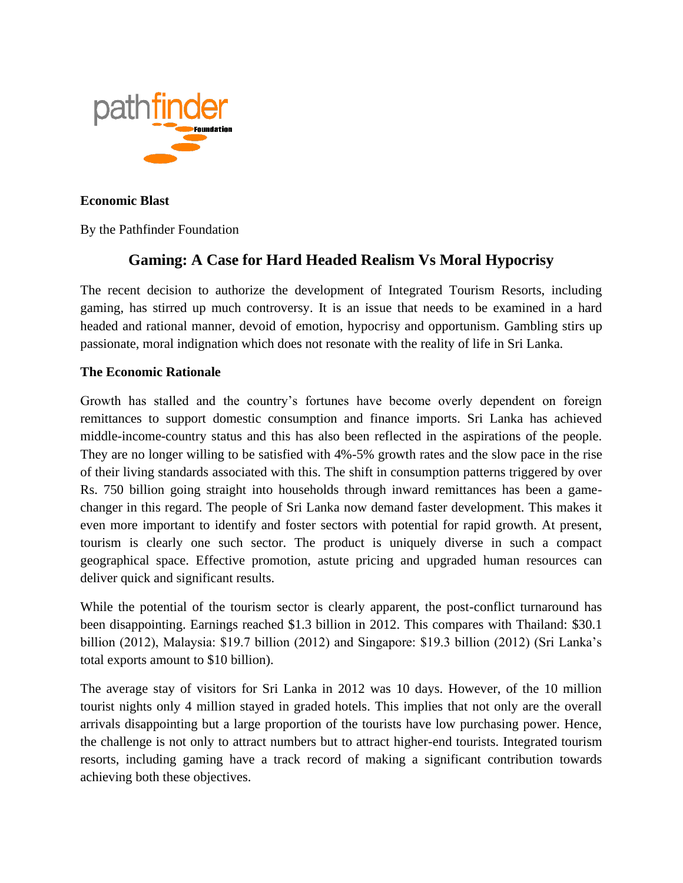**Economic Blast**

By the Pathfinder Foundation

# Gaming: A Case for Hard Headed Realism Vs Moral Hypocrisy

The recent decision to authorize the development of Integrated Tourism Resorts, including gaming, has stirred up much controversy. It is an issue that needs to be examined in a hard headed and rational manner, devoid of emotion, hypocrisy and opportunism. Gambling stirs up passionate, moral indignation which does not resonate with the reality of life in Sri Lanka.

**The Economic Rationale**

Growth has stalled and the country's fortunes have become overly dependent on foreign remittances to support domestic consumption and finance imports. Sri Lanka has achieved middle-income-country status and this has also been reflected in the aspirations of the people. They are no longer willing to be satisfied with 4%-5% growth rates and the slow pace in the rise of their living standards associated with this. The shift in consumption patterns triggered by over Rs. 750 billion going straight into households through inward remittances has been a game-changer in this regard. The people of Sri Lanka now demand faster development. This makes it even more important to identify and foster sectors with potential for rapid growth. At present, tourism is clearly one such sector. The product is uniquely diverse in such a compact geographical space. Effective promotion, astute pricing and upgraded human resources can deliver quick and significant results.

While the potential of the tourism sector is clearly apparent, the post-conflict turnaround has been disappointing. Earnings reached $1.3 billion in 2012. This compares with Thailand: $30.1 billion (2012), Malaysia: $19.7 billion (2012) and Singapore: $19.3 billion (2012) (Sri Lanka's total exports amount to $10 billion).

The average stay of visitors for Sri Lanka in 2012 was 10 days. However, of the 10 million tourist nights only 4 million stayed in graded hotels. This implies that not only are the overall arrivals disappointing but a large proportion of the tourists have low purchasing power. Hence, the challenge is not only to attract numbers but to attract higher-end tourists. Integrated tourism resorts, including gaming have a track record of making a significant contribution towards achieving both these objectives.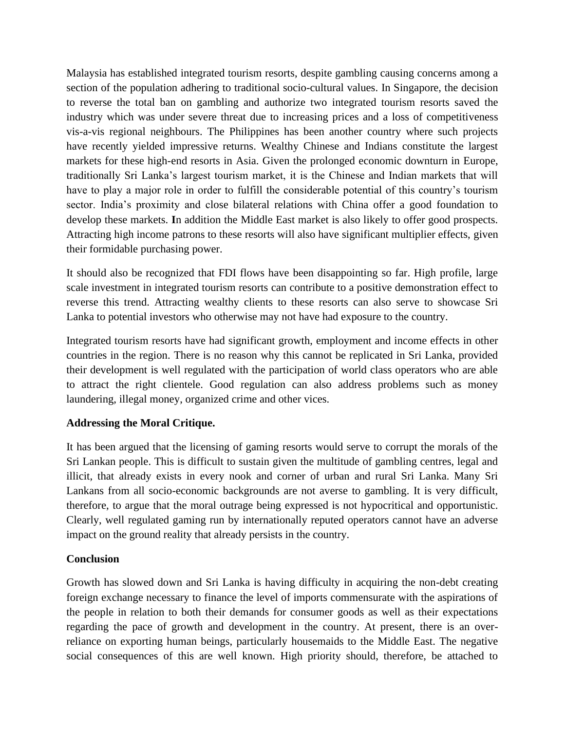Malaysia has established integrated tourism resorts, despite gambling causing concerns among a section of the population adhering to traditional socio-cultural values. In Singapore, the decision to reverse the total ban on gambling and authorize two integrated tourism resorts saved the industry which was under severe threat due to increasing prices and a loss of competitiveness vis-a-vis regional neighbours. The Philippines has been another country where such projects have recently yielded impressive returns. Wealthy Chinese and Indians constitute the largest markets for these high-end resorts in Asia. Given the prolonged economic downturn in Europe, traditionally Sri Lanka's largest tourism market, it is the Chinese and Indian markets that will have to play a major role in order to fulfill the considerable potential of this country's tourism sector. India's proximity and close bilateral relations with China offer a good foundation to develop these markets. **I**n addition the Middle East market is also likely to offer good prospects. Attracting high income patrons to these resorts will also have significant multiplier effects, given their formidable purchasing power.

It should also be recognized that FDI flows have been disappointing so far. High profile, large scale investment in integrated tourism resorts can contribute to a positive demonstration effect to reverse this trend. Attracting wealthy clients to these resorts can also serve to showcase Sri Lanka to potential investors who otherwise may not have had exposure to the country.

Integrated tourism resorts have had significant growth, employment and income effects in other countries in the region. There is no reason why this cannot be replicated in Sri Lanka, provided their development is well regulated with the participation of world class operators who are able to attract the right clientele. Good regulation can also address problems such as money laundering, illegal money, organized crime and other vices.

**Addressing the Moral Critique.**

It has been argued that the licensing of gaming resorts would serve to corrupt the morals of the Sri Lankan people. This is difficult to sustain given the multitude of gambling centres, legal and illicit, that already exists in every nook and corner of urban and rural Sri Lanka. Many Sri Lankans from all socio-economic backgrounds are not averse to gambling. It is very difficult, therefore, to argue that the moral outrage being expressed is not hypocritical and opportunistic. Clearly, well regulated gaming run by internationally reputed operators cannot have an adverse impact on the ground reality that already persists in the country.

**Conclusion**

Growth has slowed down and Sri Lanka is having difficulty in acquiring the non-debt creating foreign exchange necessary to finance the level of imports commensurate with the aspirations of the people in relation to both their demands for consumer goods as well as their expectations regarding the pace of growth and development in the country. At present, there is an over-reliance on exporting human beings, particularly housemaids to the Middle East. The negative social consequences of this are well known. High priority should, therefore, be attached to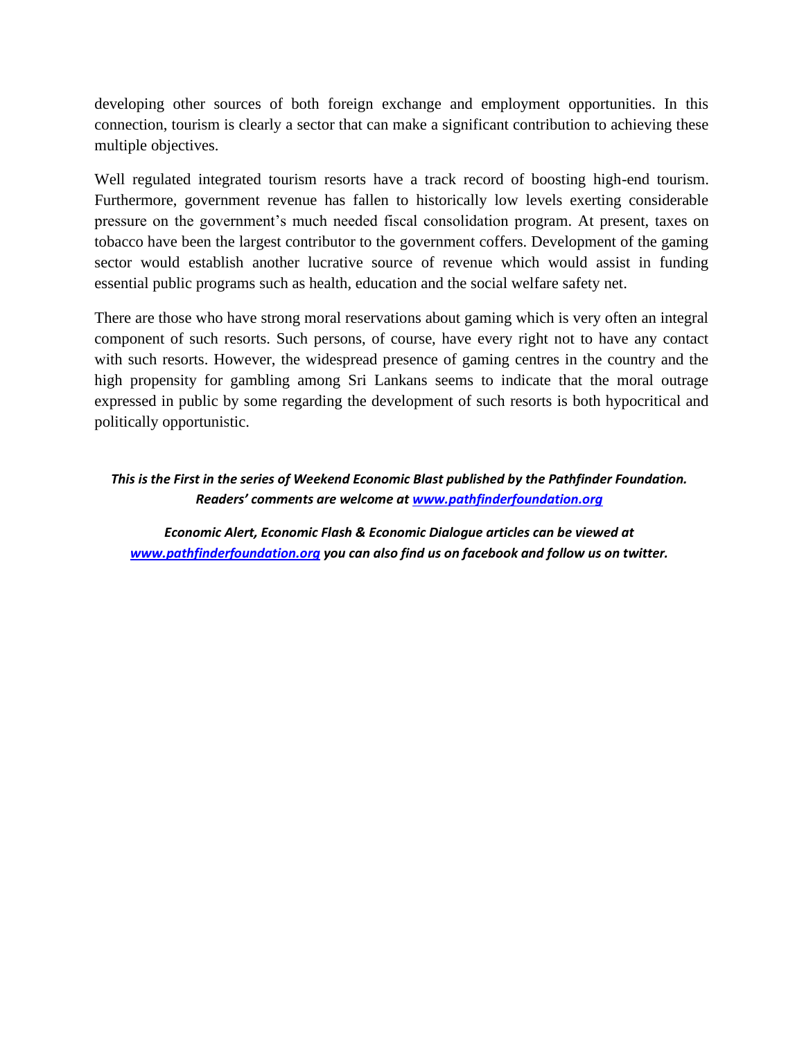developing other sources of both foreign exchange and employment opportunities. In this connection, tourism is clearly a sector that can make a significant contribution to achieving these multiple objectives.

Well regulated integrated tourism resorts have a track record of boosting high-end tourism. Furthermore, government revenue has fallen to historically low levels exerting considerable pressure on the government's much needed fiscal consolidation program. At present, taxes on tobacco have been the largest contributor to the government coffers. Development of the gaming sector would establish another lucrative source of revenue which would assist in funding essential public programs such as health, education and the social welfare safety net.

There are those who have strong moral reservations about gaming which is very often an integral component of such resorts. Such persons, of course, have every right not to have any contact with such resorts. However, the widespread presence of gaming centres in the country and the high propensity for gambling among Sri Lankans seems to indicate that the moral outrage expressed in public by some regarding the development of such resorts is both hypocritical and politically opportunistic.

***This is the First in the series of Weekend Economic Blast published by the Pathfinder Foundation. Readers' comments are welcome at [www.pathfinderfoundation.org](http://www.pathfinderfoundation.org)***

***Economic Alert, Economic Flash & Economic Dialogue articles can be viewed at [www.pathfinderfoundation.org](http://www.pathfinderfoundation.org) you can also find us on facebook and follow us on twitter.***